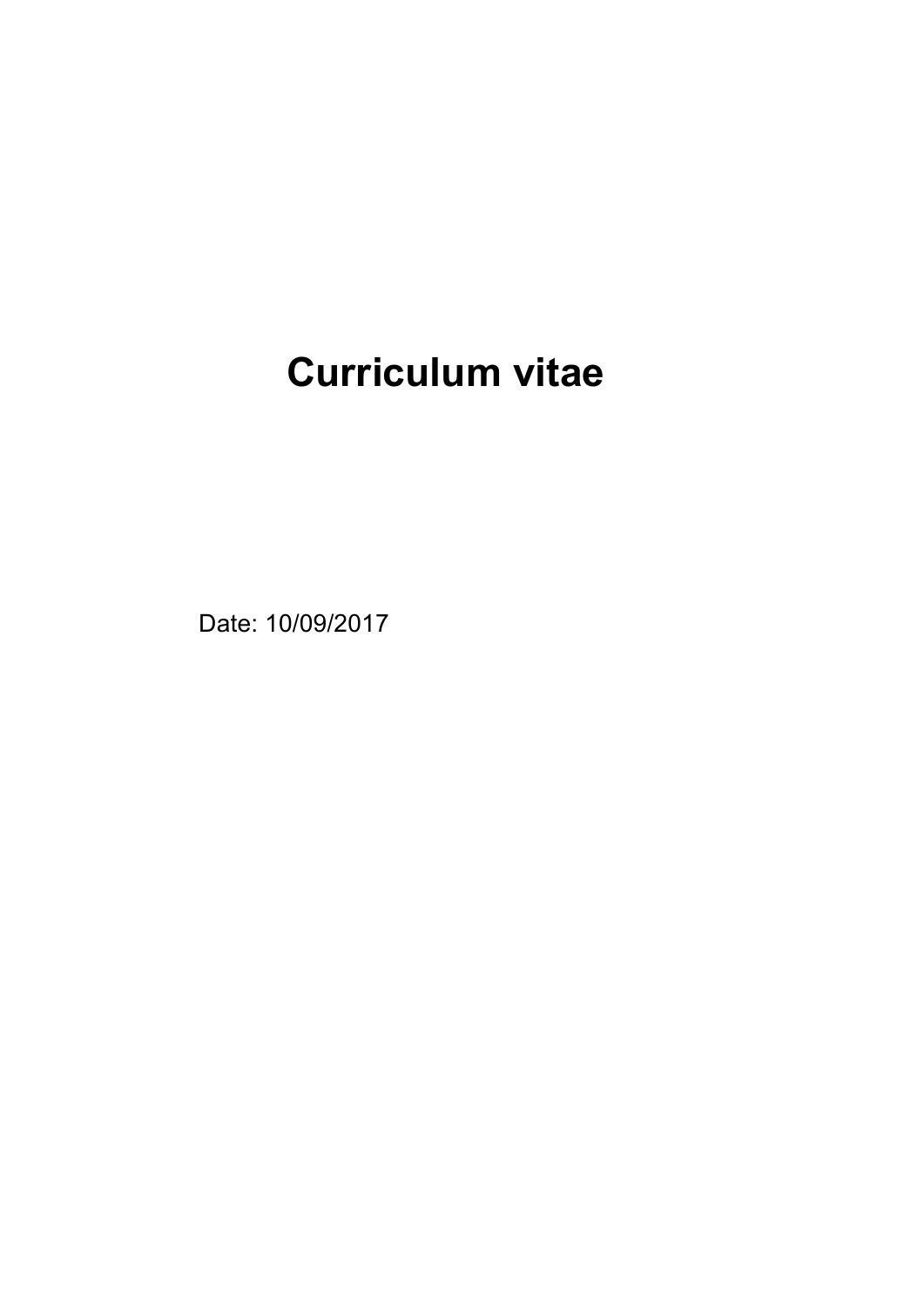# Curriculum vitae

Date: 10/09/2017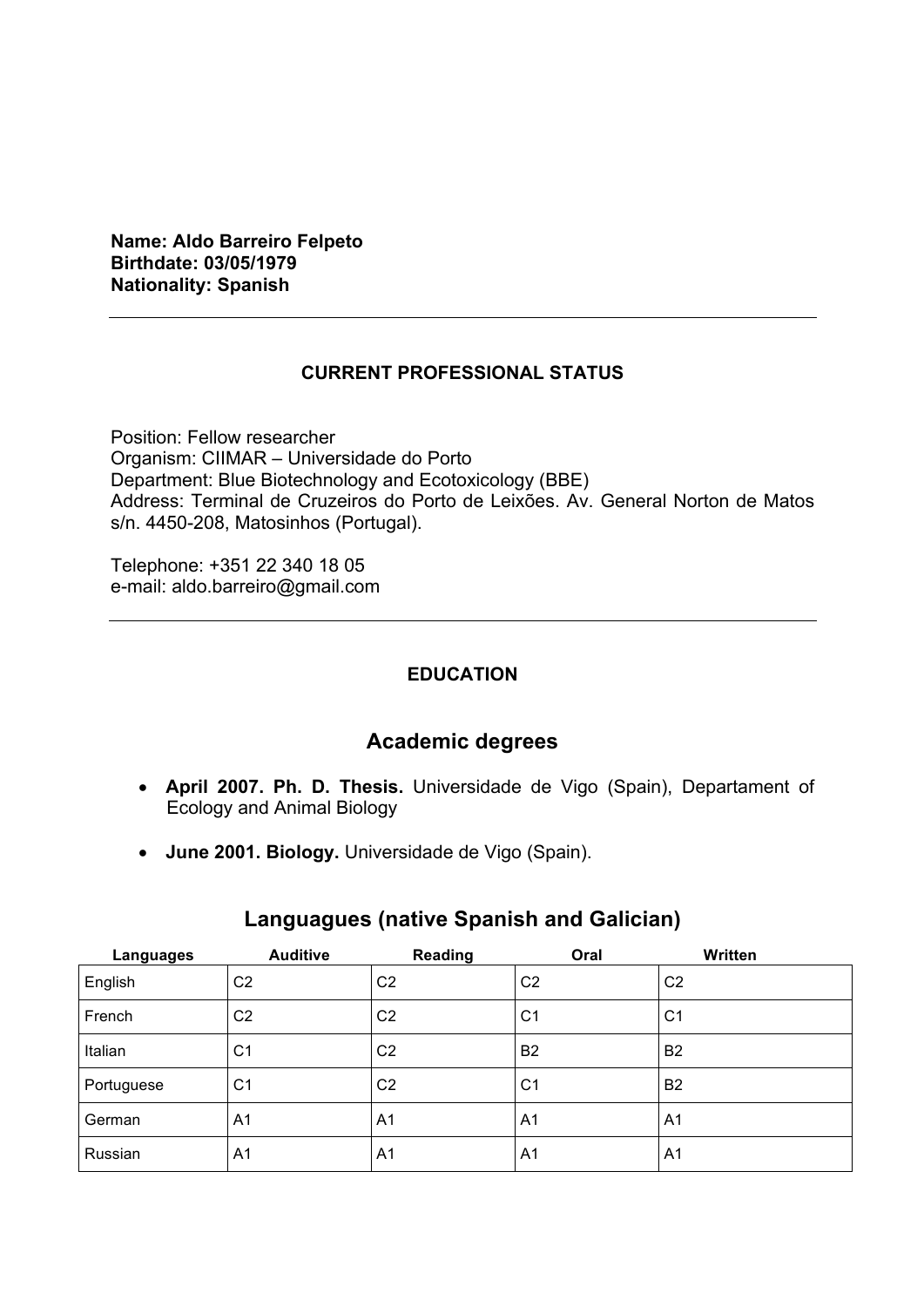**Name: Aldo Barreiro Felpeto**
**Birthdate: 03/05/1979**
**Nationality: Spanish**

---

## CURRENT PROFESSIONAL STATUS

Position: Fellow researcher
Organism: CIIMAR – Universidade do Porto
Department: Blue Biotechnology and Ecotoxicology (BBE)
Address: Terminal de Cruzeiros do Porto de Leixões. Av. General Norton de Matos s/n. 4450-208, Matosinhos (Portugal).

Telephone: +351 22 340 18 05
e-mail: aldo.barreiro@gmail.com

---

## EDUCATION

### Academic degrees

- **April 2007. Ph. D. Thesis.** Universidade de Vigo (Spain), Departament of Ecology and Animal Biology
- **June 2001. Biology.** Universidade de Vigo (Spain).

### Languagues (native Spanish and Galician)

| Languages | Auditive | Reading | Oral | Written |
|---|---|---|---|---|
| English | C2 | C2 | C2 | C2 |
| French | C2 | C2 | C1 | C1 |
| Italian | C1 | C2 | B2 | B2 |
| Portuguese | C1 | C2 | C1 | B2 |
| German | A1 | A1 | A1 | A1 |
| Russian | A1 | A1 | A1 | A1 |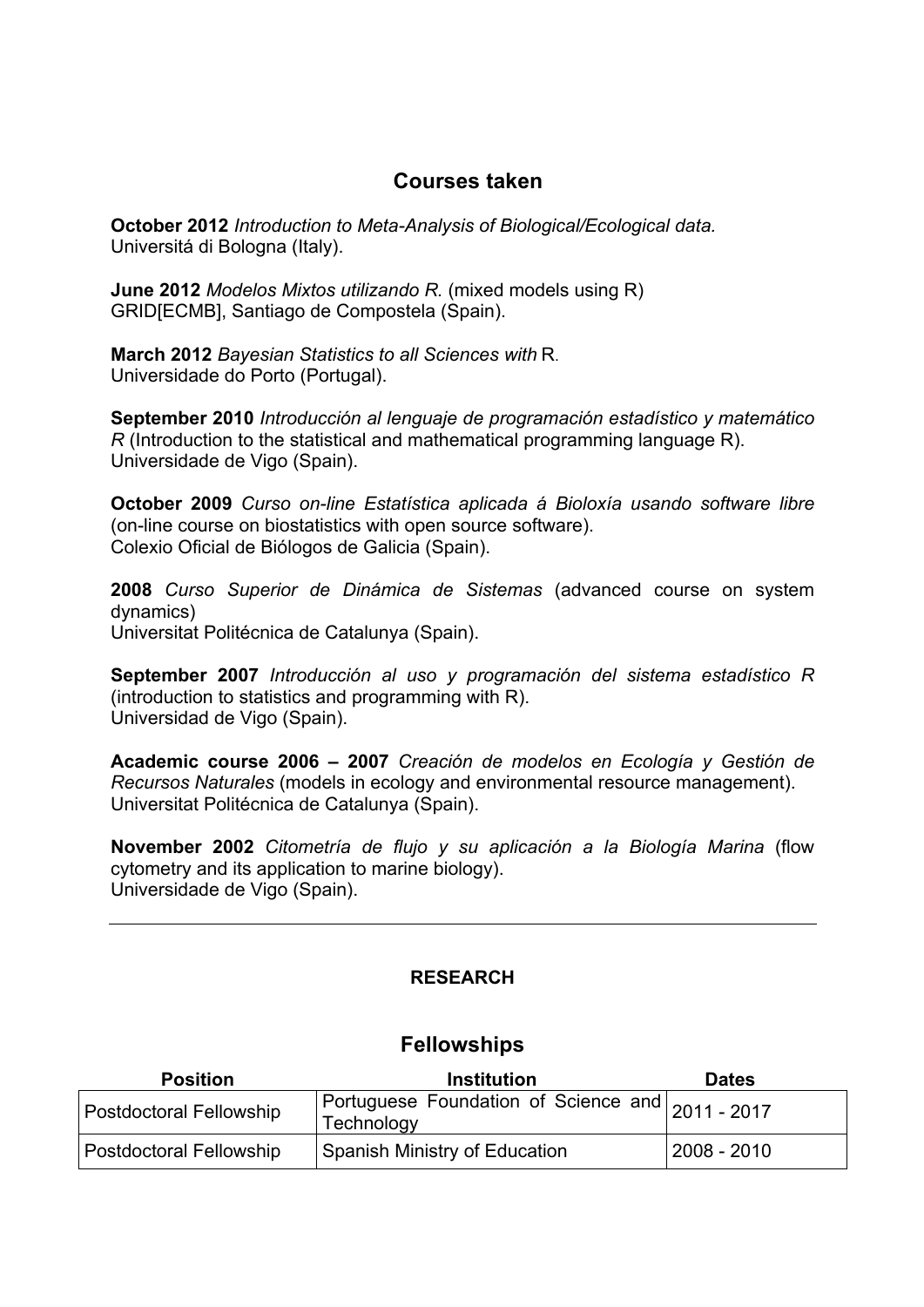## Courses taken

**October 2012** *Introduction to Meta-Analysis of Biological/Ecological data.*
Universitá di Bologna (Italy).

**June 2012** *Modelos Mixtos utilizando R.* (mixed models using R)
GRID[ECMB], Santiago de Compostela (Spain).

**March 2012** *Bayesian Statistics to all Sciences with* R.
Universidade do Porto (Portugal).

**September 2010** *Introducción al lenguaje de programación estadístico y matemático R* (Introduction to the statistical and mathematical programming language R).
Universidade de Vigo (Spain).

**October 2009** *Curso on-line Estatística aplicada á Bioloxía usando software libre* (on-line course on biostatistics with open source software).
Colexio Oficial de Biólogos de Galicia (Spain).

**2008** *Curso Superior de Dinámica de Sistemas* (advanced course on system dynamics)
Universitat Politécnica de Catalunya (Spain).

**September 2007** *Introducción al uso y programación del sistema estadístico R* (introduction to statistics and programming with R).
Universidad de Vigo (Spain).

**Academic course 2006 – 2007** *Creación de modelos en Ecología y Gestión de Recursos Naturales* (models in ecology and environmental resource management).
Universitat Politécnica de Catalunya (Spain).

**November 2002** *Citometría de flujo y su aplicación a la Biología Marina* (flow cytometry and its application to marine biology).
Universidade de Vigo (Spain).

---

**RESEARCH**

## Fellowships

| Position | Institution | Dates |
|---|---|---|
| Postdoctoral Fellowship | Portuguese Foundation of Science and Technology | 2011 - 2017 |
| Postdoctoral Fellowship | Spanish Ministry of Education | 2008 - 2010 |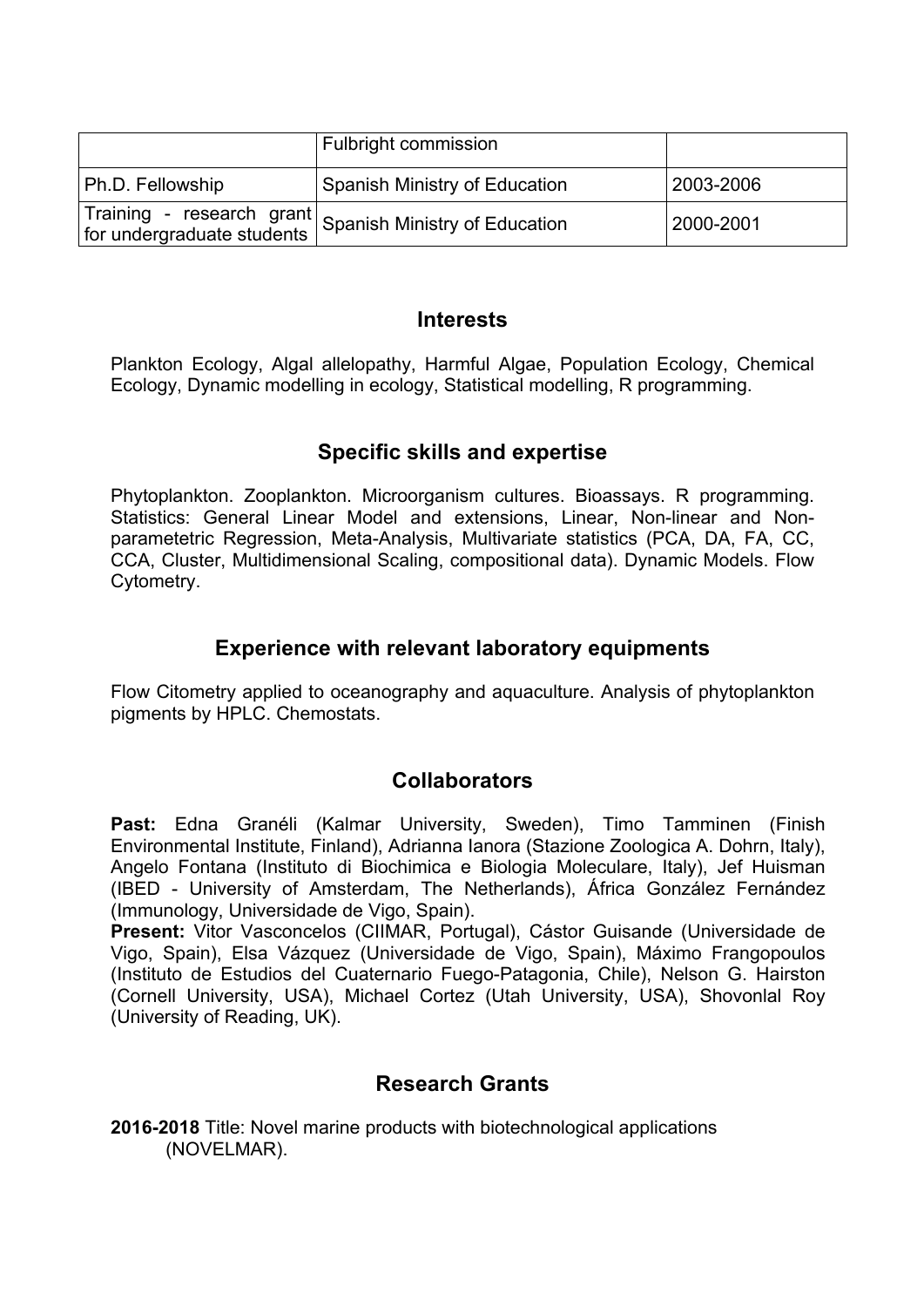| | Fulbright commission | |
|---|---|---|
| Ph.D. Fellowship | Spanish Ministry of Education | 2003-2006 |
| Training - research grant for undergraduate students | Spanish Ministry of Education | 2000-2001 |

## Interests

Plankton Ecology, Algal allelopathy, Harmful Algae, Population Ecology, Chemical Ecology, Dynamic modelling in ecology, Statistical modelling, R programming.

## Specific skills and expertise

Phytoplankton. Zooplankton. Microorganism cultures. Bioassays. R programming. Statistics: General Linear Model and extensions, Linear, Non-linear and Non-parametetric Regression, Meta-Analysis, Multivariate statistics (PCA, DA, FA, CC, CCA, Cluster, Multidimensional Scaling, compositional data). Dynamic Models. Flow Cytometry.

## Experience with relevant laboratory equipments

Flow Citometry applied to oceanography and aquaculture. Analysis of phytoplankton pigments by HPLC. Chemostats.

## Collaborators

**Past:** Edna Granéli (Kalmar University, Sweden), Timo Tamminen (Finish Environmental Institute, Finland), Adrianna Ianora (Stazione Zoologica A. Dohrn, Italy), Angelo Fontana (Instituto di Biochimica e Biologia Moleculare, Italy), Jef Huisman (IBED - University of Amsterdam, The Netherlands), África González Fernández (Immunology, Universidade de Vigo, Spain).

**Present:** Vitor Vasconcelos (CIIMAR, Portugal), Cástor Guisande (Universidade de Vigo, Spain), Elsa Vázquez (Universidade de Vigo, Spain), Máximo Frangopoulos (Instituto de Estudios del Cuaternario Fuego-Patagonia, Chile), Nelson G. Hairston (Cornell University, USA), Michael Cortez (Utah University, USA), Shovonlal Roy (University of Reading, UK).

## Research Grants

**2016-2018** Title: Novel marine products with biotechnological applications (NOVELMAR).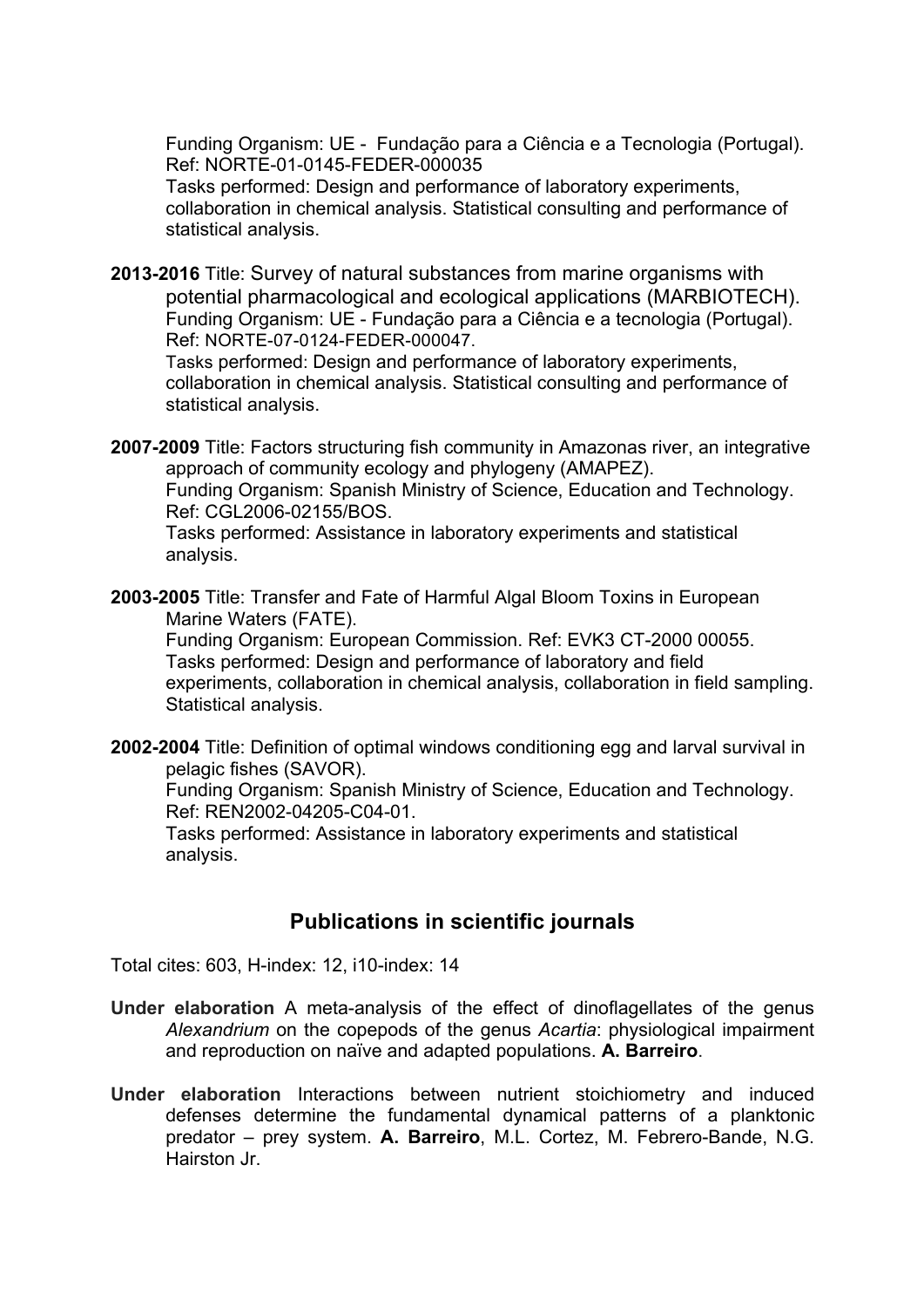Funding Organism: UE - Fundação para a Ciência e a Tecnologia (Portugal). Ref: NORTE-01-0145-FEDER-000035
Tasks performed: Design and performance of laboratory experiments, collaboration in chemical analysis. Statistical consulting and performance of statistical analysis.

**2013-2016** Title: Survey of natural substances from marine organisms with potential pharmacological and ecological applications (MARBIOTECH).
Funding Organism: UE - Fundação para a Ciência e a tecnologia (Portugal). Ref: NORTE-07-0124-FEDER-000047.
Tasks performed: Design and performance of laboratory experiments, collaboration in chemical analysis. Statistical consulting and performance of statistical analysis.

**2007-2009** Title: Factors structuring fish community in Amazonas river, an integrative approach of community ecology and phylogeny (AMAPEZ).
Funding Organism: Spanish Ministry of Science, Education and Technology. Ref: CGL2006-02155/BOS.
Tasks performed: Assistance in laboratory experiments and statistical analysis.

**2003-2005** Title: Transfer and Fate of Harmful Algal Bloom Toxins in European Marine Waters (FATE).
Funding Organism: European Commission. Ref: EVK3 CT-2000 00055.
Tasks performed: Design and performance of laboratory and field experiments, collaboration in chemical analysis, collaboration in field sampling. Statistical analysis.

**2002-2004** Title: Definition of optimal windows conditioning egg and larval survival in pelagic fishes (SAVOR).
Funding Organism: Spanish Ministry of Science, Education and Technology. Ref: REN2002-04205-C04-01.
Tasks performed: Assistance in laboratory experiments and statistical analysis.

## Publications in scientific journals

Total cites: 603, H-index: 12, i10-index: 14

**Under elaboration** A meta-analysis of the effect of dinoflagellates of the genus *Alexandrium* on the copepods of the genus *Acartia*: physiological impairment and reproduction on naïve and adapted populations. **A. Barreiro**.

**Under elaboration** Interactions between nutrient stoichiometry and induced defenses determine the fundamental dynamical patterns of a planktonic predator – prey system. **A. Barreiro**, M.L. Cortez, M. Febrero-Bande, N.G. Hairston Jr.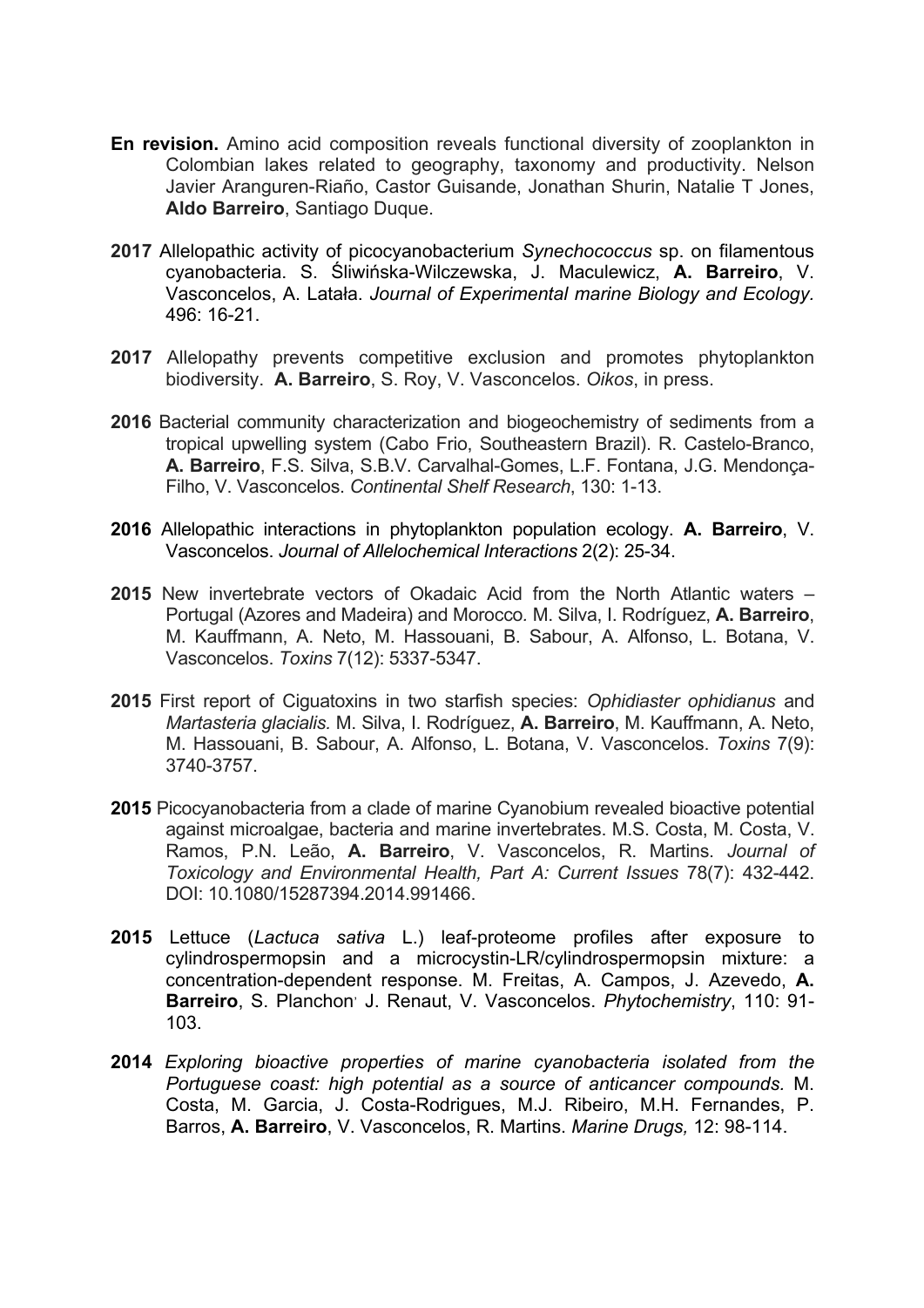**En revision.** Amino acid composition reveals functional diversity of zooplankton in Colombian lakes related to geography, taxonomy and productivity. Nelson Javier Aranguren-Riaño, Castor Guisande, Jonathan Shurin, Natalie T Jones, **Aldo Barreiro**, Santiago Duque.

**2017** Allelopathic activity of picocyanobacterium *Synechococcus* sp. on filamentous cyanobacteria. S. Śliwińska-Wilczewska, J. Maculewicz, **A. Barreiro**, V. Vasconcelos, A. Latała. *Journal of Experimental marine Biology and Ecology.* 496: 16-21.

**2017** Allelopathy prevents competitive exclusion and promotes phytoplankton biodiversity. **A. Barreiro**, S. Roy, V. Vasconcelos. *Oikos*, in press.

**2016** Bacterial community characterization and biogeochemistry of sediments from a tropical upwelling system (Cabo Frio, Southeastern Brazil). R. Castelo-Branco, **A. Barreiro**, F.S. Silva, S.B.V. Carvalhal-Gomes, L.F. Fontana, J.G. Mendonça-Filho, V. Vasconcelos. *Continental Shelf Research*, 130: 1-13.

**2016** Allelopathic interactions in phytoplankton population ecology. **A. Barreiro**, V. Vasconcelos. *Journal of Allelochemical Interactions* 2(2): 25-34.

**2015** New invertebrate vectors of Okadaic Acid from the North Atlantic waters – Portugal (Azores and Madeira) and Morocco. M. Silva, I. Rodríguez, **A. Barreiro**, M. Kauffmann, A. Neto, M. Hassouani, B. Sabour, A. Alfonso, L. Botana, V. Vasconcelos. *Toxins* 7(12): 5337-5347.

**2015** First report of Ciguatoxins in two starfish species: *Ophidiaster ophidianus* and *Martasteria glacialis.* M. Silva, I. Rodríguez, **A. Barreiro**, M. Kauffmann, A. Neto, M. Hassouani, B. Sabour, A. Alfonso, L. Botana, V. Vasconcelos. *Toxins* 7(9): 3740-3757.

**2015** Picocyanobacteria from a clade of marine Cyanobium revealed bioactive potential against microalgae, bacteria and marine invertebrates. M.S. Costa, M. Costa, V. Ramos, P.N. Leão, **A. Barreiro**, V. Vasconcelos, R. Martins. *Journal of Toxicology and Environmental Health, Part A: Current Issues* 78(7): 432-442. DOI: 10.1080/15287394.2014.991466.

**2015** Lettuce (*Lactuca sativa* L.) leaf-proteome profiles after exposure to cylindrospermopsin and a microcystin-LR/cylindrospermopsin mixture: a concentration-dependent response. M. Freitas, A. Campos, J. Azevedo, **A. Barreiro**, S. Planchon, J. Renaut, V. Vasconcelos. *Phytochemistry*, 110: 91-103.

**2014** *Exploring bioactive properties of marine cyanobacteria isolated from the Portuguese coast: high potential as a source of anticancer compounds.* M. Costa, M. Garcia, J. Costa-Rodrigues, M.J. Ribeiro, M.H. Fernandes, P. Barros, **A. Barreiro**, V. Vasconcelos, R. Martins. *Marine Drugs,* 12: 98-114.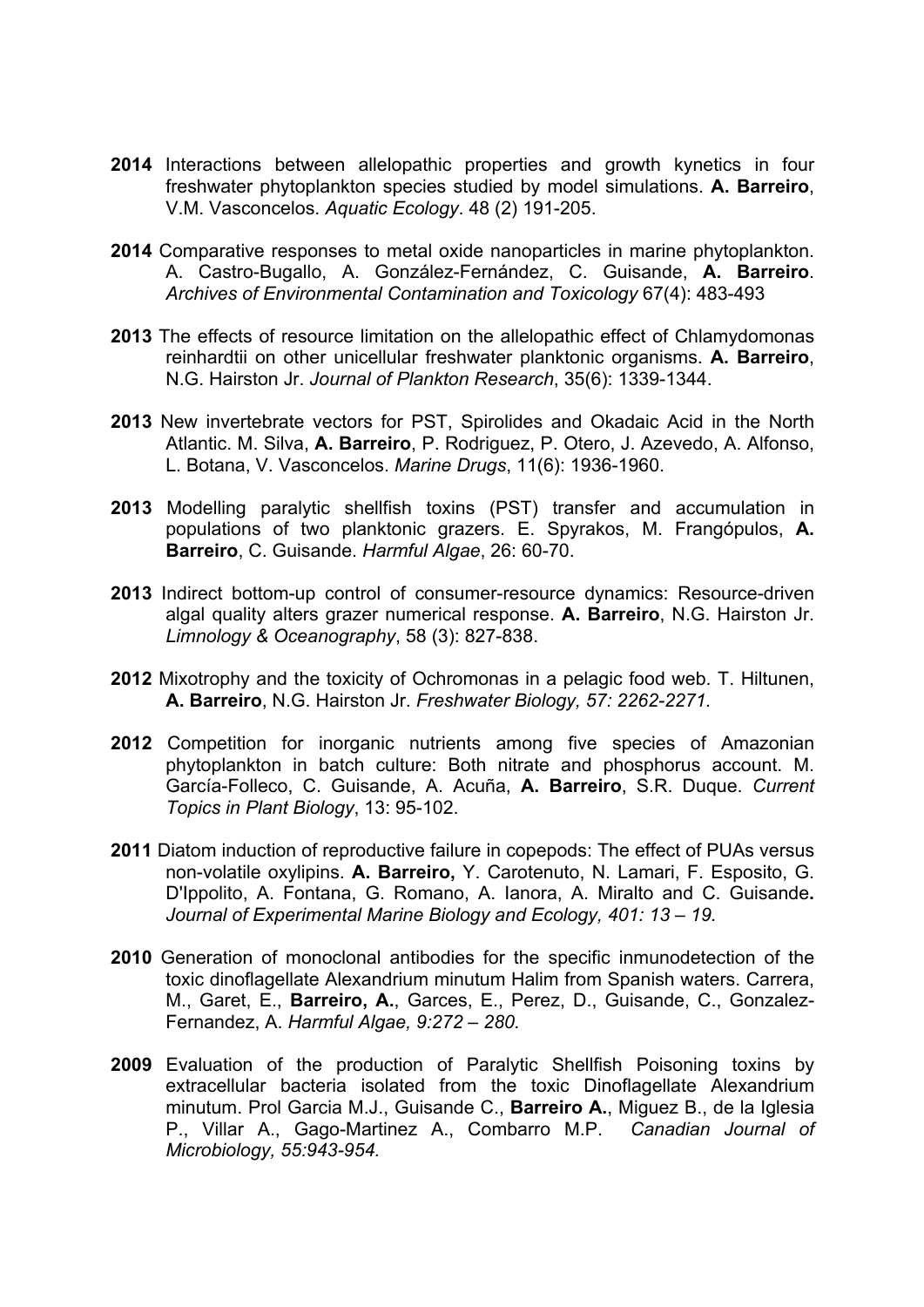**2014** Interactions between allelopathic properties and growth kynetics in four freshwater phytoplankton species studied by model simulations. **A. Barreiro**, V.M. Vasconcelos. *Aquatic Ecology*. 48 (2) 191-205.

**2014** Comparative responses to metal oxide nanoparticles in marine phytoplankton. A. Castro-Bugallo, A. González-Fernández, C. Guisande, **A. Barreiro**. *Archives of Environmental Contamination and Toxicology* 67(4): 483-493

**2013** The effects of resource limitation on the allelopathic effect of Chlamydomonas reinhardtii on other unicellular freshwater planktonic organisms. **A. Barreiro**, N.G. Hairston Jr. *Journal of Plankton Research*, 35(6): 1339-1344.

**2013** New invertebrate vectors for PST, Spirolides and Okadaic Acid in the North Atlantic. M. Silva, **A. Barreiro**, P. Rodriguez, P. Otero, J. Azevedo, A. Alfonso, L. Botana, V. Vasconcelos. *Marine Drugs*, 11(6): 1936-1960.

**2013** Modelling paralytic shellfish toxins (PST) transfer and accumulation in populations of two planktonic grazers. E. Spyrakos, M. Frangópulos, **A. Barreiro**, C. Guisande. *Harmful Algae*, 26: 60-70.

**2013** Indirect bottom-up control of consumer-resource dynamics: Resource-driven algal quality alters grazer numerical response. **A. Barreiro**, N.G. Hairston Jr. *Limnology & Oceanography*, 58 (3): 827-838.

**2012** Mixotrophy and the toxicity of Ochromonas in a pelagic food web. T. Hiltunen, **A. Barreiro**, N.G. Hairston Jr. *Freshwater Biology, 57: 2262-2271.*

**2012** Competition for inorganic nutrients among five species of Amazonian phytoplankton in batch culture: Both nitrate and phosphorus account. M. García-Folleco, C. Guisande, A. Acuña, **A. Barreiro**, S.R. Duque. *Current Topics in Plant Biology*, 13: 95-102.

**2011** Diatom induction of reproductive failure in copepods: The effect of PUAs versus non-volatile oxylipins. **A. Barreiro,** Y. Carotenuto, N. Lamari, F. Esposito, G. D'Ippolito, A. Fontana, G. Romano, A. Ianora, A. Miralto and C. Guisande**.** *Journal of Experimental Marine Biology and Ecology, 401: 13 – 19.*

**2010** Generation of monoclonal antibodies for the specific inmunodetection of the toxic dinoflagellate Alexandrium minutum Halim from Spanish waters. Carrera, M., Garet, E., **Barreiro, A.**, Garces, E., Perez, D., Guisande, C., Gonzalez-Fernandez, A. *Harmful Algae, 9:272 – 280.*

**2009** Evaluation of the production of Paralytic Shellfish Poisoning toxins by extracellular bacteria isolated from the toxic Dinoflagellate Alexandrium minutum. Prol Garcia M.J., Guisande C., **Barreiro A.**, Miguez B., de la Iglesia P., Villar A., Gago-Martinez A., Combarro M.P. *Canadian Journal of Microbiology, 55:943-954.*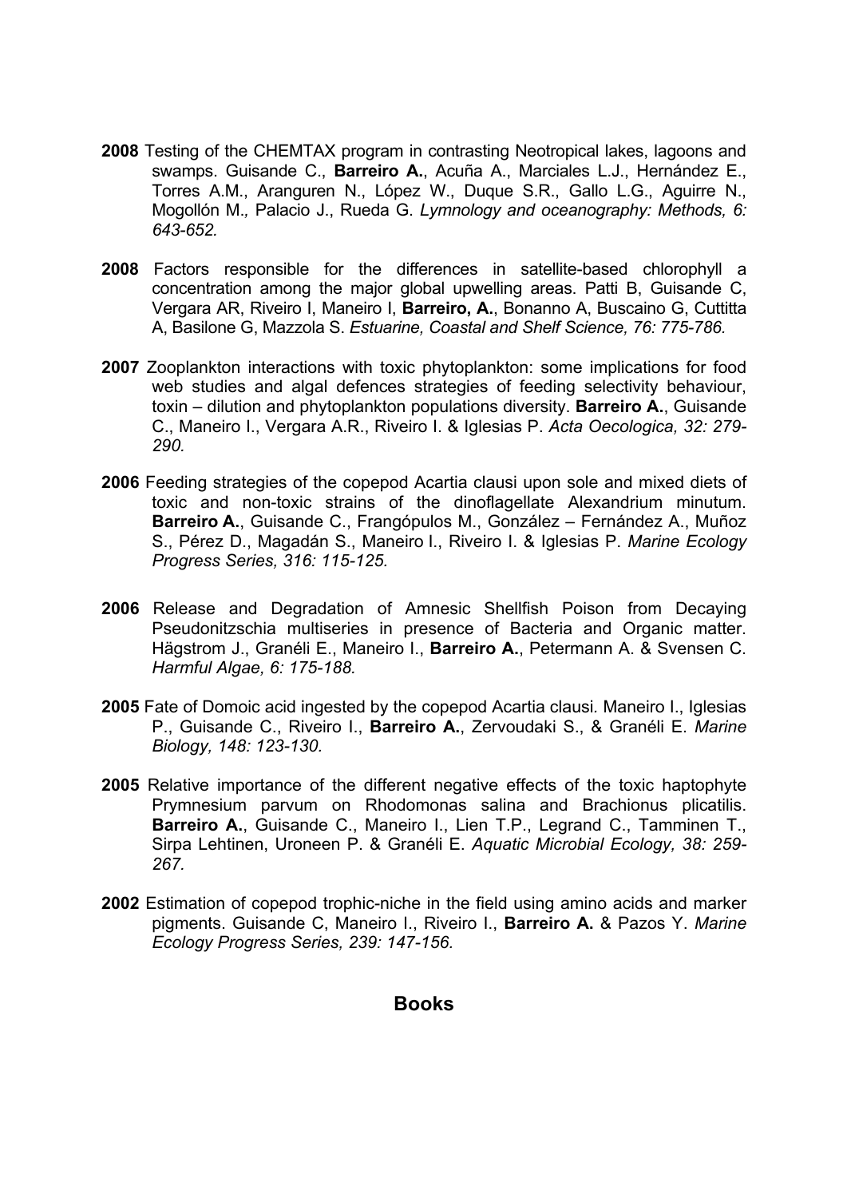**2008** Testing of the CHEMTAX program in contrasting Neotropical lakes, lagoons and swamps. Guisande C., **Barreiro A.**, Acuña A., Marciales L.J., Hernández E., Torres A.M., Aranguren N., López W., Duque S.R., Gallo L.G., Aguirre N., Mogollón M., Palacio J., Rueda G. *Lymnology and oceanography: Methods, 6: 643-652.*

**2008** Factors responsible for the differences in satellite-based chlorophyll a concentration among the major global upwelling areas. Patti B, Guisande C, Vergara AR, Riveiro I, Maneiro I, **Barreiro, A.**, Bonanno A, Buscaino G, Cuttitta A, Basilone G, Mazzola S. *Estuarine, Coastal and Shelf Science, 76: 775-786.*

**2007** Zooplankton interactions with toxic phytoplankton: some implications for food web studies and algal defences strategies of feeding selectivity behaviour, toxin – dilution and phytoplankton populations diversity. **Barreiro A.**, Guisande C., Maneiro I., Vergara A.R., Riveiro I. & Iglesias P. *Acta Oecologica, 32: 279-290.*

**2006** Feeding strategies of the copepod Acartia clausi upon sole and mixed diets of toxic and non-toxic strains of the dinoflagellate Alexandrium minutum. **Barreiro A.**, Guisande C., Frangópulos M., González – Fernández A., Muñoz S., Pérez D., Magadán S., Maneiro I., Riveiro I. & Iglesias P. *Marine Ecology Progress Series, 316: 115-125.*

**2006** Release and Degradation of Amnesic Shellfish Poison from Decaying Pseudonitzschia multiseries in presence of Bacteria and Organic matter. Hägstrom J., Granéli E., Maneiro I., **Barreiro A.**, Petermann A. & Svensen C. *Harmful Algae, 6: 175-188.*

**2005** Fate of Domoic acid ingested by the copepod Acartia clausi. Maneiro I., Iglesias P., Guisande C., Riveiro I., **Barreiro A.**, Zervoudaki S., & Granéli E. *Marine Biology, 148: 123-130.*

**2005** Relative importance of the different negative effects of the toxic haptophyte Prymnesium parvum on Rhodomonas salina and Brachionus plicatilis. **Barreiro A.**, Guisande C., Maneiro I., Lien T.P., Legrand C., Tamminen T., Sirpa Lehtinen, Uroneen P. & Granéli E. *Aquatic Microbial Ecology, 38: 259-267.*

**2002** Estimation of copepod trophic-niche in the field using amino acids and marker pigments. Guisande C, Maneiro I., Riveiro I., **Barreiro A.** & Pazos Y. *Marine Ecology Progress Series, 239: 147-156.*

## Books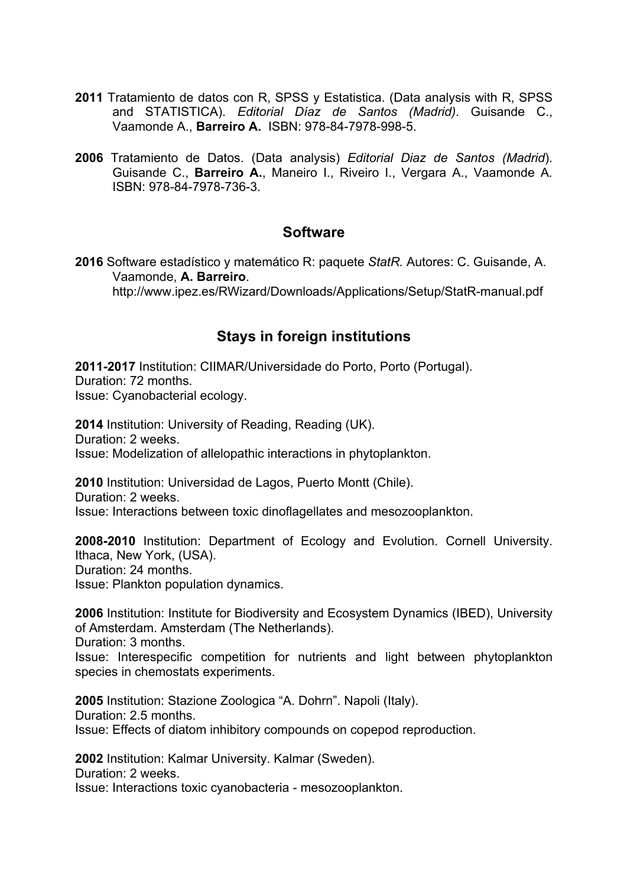**2011** Tratamiento de datos con R, SPSS y Estatistica. (Data analysis with R, SPSS and STATISTICA). *Editorial Díaz de Santos (Madrid)*. Guisande C., Vaamonde A., **Barreiro A.** ISBN: 978-84-7978-998-5.

**2006** Tratamiento de Datos. (Data analysis) *Editorial Diaz de Santos (Madrid*). Guisande C., **Barreiro A.**, Maneiro I., Riveiro I., Vergara A., Vaamonde A. ISBN: 978-84-7978-736-3.

## Software

**2016** Software estadístico y matemático R: paquete *StatR.* Autores: C. Guisande, A. Vaamonde, **A. Barreiro**.
http://www.ipez.es/RWizard/Downloads/Applications/Setup/StatR-manual.pdf

## Stays in foreign institutions

**2011-2017** Institution: CIIMAR/Universidade do Porto, Porto (Portugal).
Duration: 72 months.
Issue: Cyanobacterial ecology.

**2014** Institution: University of Reading, Reading (UK).
Duration: 2 weeks.
Issue: Modelization of allelopathic interactions in phytoplankton.

**2010** Institution: Universidad de Lagos, Puerto Montt (Chile).
Duration: 2 weeks.
Issue: Interactions between toxic dinoflagellates and mesozooplankton.

**2008-2010** Institution: Department of Ecology and Evolution. Cornell University. Ithaca, New York, (USA).
Duration: 24 months.
Issue: Plankton population dynamics.

**2006** Institution: Institute for Biodiversity and Ecosystem Dynamics (IBED), University of Amsterdam. Amsterdam (The Netherlands).
Duration: 3 months.
Issue: Interespecific competition for nutrients and light between phytoplankton species in chemostats experiments.

**2005** Institution: Stazione Zoologica "A. Dohrn". Napoli (Italy).
Duration: 2.5 months.
Issue: Effects of diatom inhibitory compounds on copepod reproduction.

**2002** Institution: Kalmar University. Kalmar (Sweden).
Duration: 2 weeks.
Issue: Interactions toxic cyanobacteria - mesozooplankton.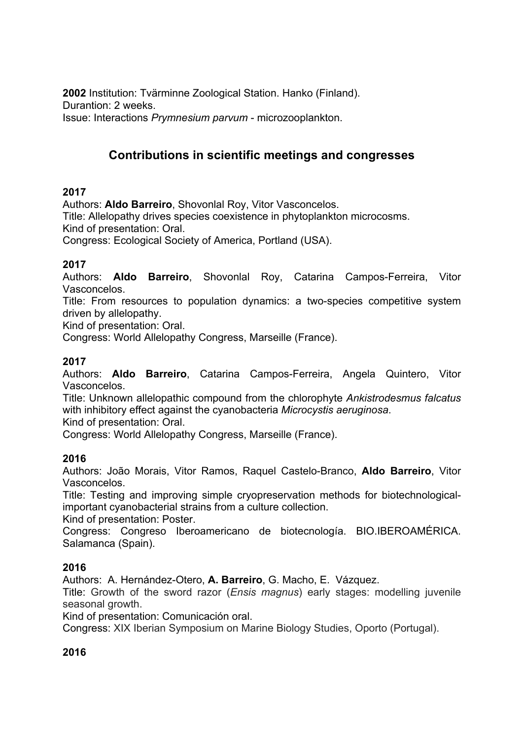**2002** Institution: Tvärminne Zoological Station. Hanko (Finland).
Durantion: 2 weeks.
Issue: Interactions *Prymnesium parvum* - microzooplankton.

## Contributions in scientific meetings and congresses

**2017**
Authors: **Aldo Barreiro**, Shovonlal Roy, Vitor Vasconcelos.
Title: Allelopathy drives species coexistence in phytoplankton microcosms.
Kind of presentation: Oral.
Congress: Ecological Society of America, Portland (USA).

**2017**
Authors: **Aldo Barreiro**, Shovonlal Roy, Catarina Campos-Ferreira, Vitor Vasconcelos.
Title: From resources to population dynamics: a two-species competitive system driven by allelopathy.
Kind of presentation: Oral.
Congress: World Allelopathy Congress, Marseille (France).

**2017**
Authors: **Aldo Barreiro**, Catarina Campos-Ferreira, Angela Quintero, Vitor Vasconcelos.
Title: Unknown allelopathic compound from the chlorophyte *Ankistrodesmus falcatus* with inhibitory effect against the cyanobacteria *Microcystis aeruginosa*.
Kind of presentation: Oral.
Congress: World Allelopathy Congress, Marseille (France).

**2016**
Authors: João Morais, Vitor Ramos, Raquel Castelo-Branco, **Aldo Barreiro**, Vitor Vasconcelos.
Title: Testing and improving simple cryopreservation methods for biotechnological-important cyanobacterial strains from a culture collection.
Kind of presentation: Poster.
Congress: Congreso Iberoamericano de biotecnología. BIO.IBEROAMÉRICA. Salamanca (Spain).

**2016**
Authors: A. Hernández-Otero, **A. Barreiro**, G. Macho, E. Vázquez.
Title: Growth of the sword razor (*Ensis magnus*) early stages: modelling juvenile seasonal growth.
Kind of presentation: Comunicación oral.
Congress: XIX Iberian Symposium on Marine Biology Studies, Oporto (Portugal).

**2016**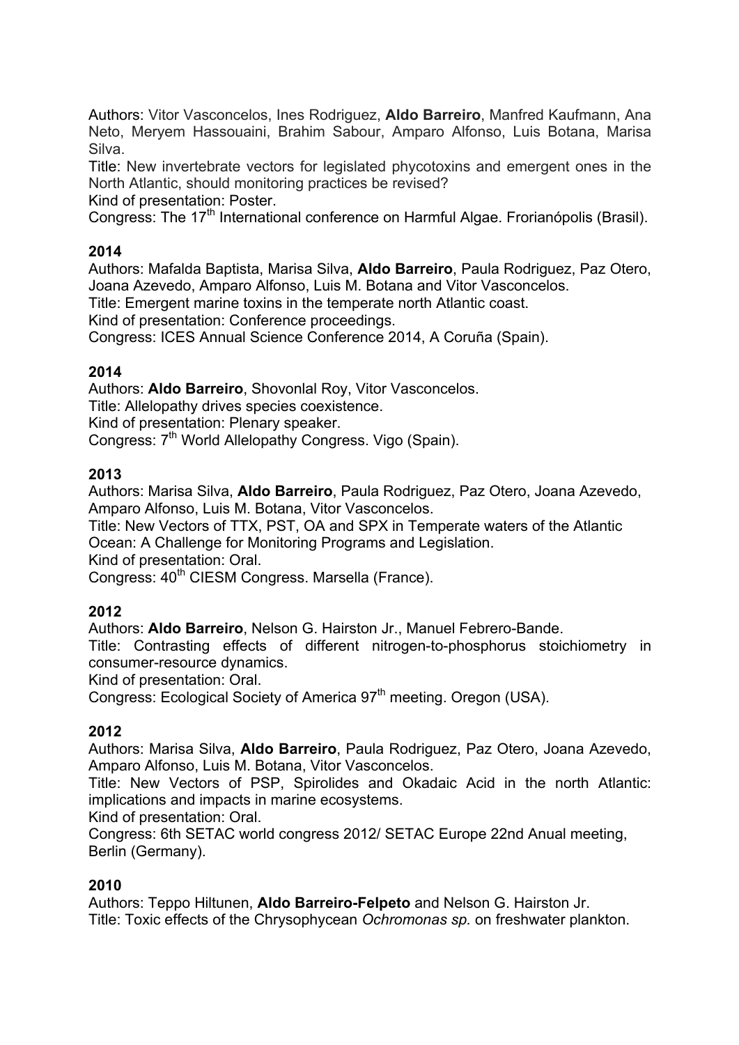Authors: Vitor Vasconcelos, Ines Rodriguez, **Aldo Barreiro**, Manfred Kaufmann, Ana Neto, Meryem Hassouaini, Brahim Sabour, Amparo Alfonso, Luis Botana, Marisa Silva.

Title: New invertebrate vectors for legislated phycotoxins and emergent ones in the North Atlantic, should monitoring practices be revised?

Kind of presentation: Poster.

Congress: The 17th International conference on Harmful Algae. Frorianópolis (Brasil).

**2014**

Authors: Mafalda Baptista, Marisa Silva, **Aldo Barreiro**, Paula Rodriguez, Paz Otero, Joana Azevedo, Amparo Alfonso, Luis M. Botana and Vitor Vasconcelos.

Title: Emergent marine toxins in the temperate north Atlantic coast.

Kind of presentation: Conference proceedings.

Congress: ICES Annual Science Conference 2014, A Coruña (Spain).

**2014**

Authors: **Aldo Barreiro**, Shovonlal Roy, Vitor Vasconcelos.

Title: Allelopathy drives species coexistence.

Kind of presentation: Plenary speaker.

Congress: 7th World Allelopathy Congress. Vigo (Spain).

**2013**

Authors: Marisa Silva, **Aldo Barreiro**, Paula Rodriguez, Paz Otero, Joana Azevedo, Amparo Alfonso, Luis M. Botana, Vitor Vasconcelos.

Title: New Vectors of TTX, PST, OA and SPX in Temperate waters of the Atlantic Ocean: A Challenge for Monitoring Programs and Legislation.

Kind of presentation: Oral.

Congress: 40th CIESM Congress. Marsella (France).

**2012**

Authors: **Aldo Barreiro**, Nelson G. Hairston Jr., Manuel Febrero-Bande.

Title: Contrasting effects of different nitrogen-to-phosphorus stoichiometry in consumer-resource dynamics.

Kind of presentation: Oral.

Congress: Ecological Society of America 97th meeting. Oregon (USA).

**2012**

Authors: Marisa Silva, **Aldo Barreiro**, Paula Rodriguez, Paz Otero, Joana Azevedo, Amparo Alfonso, Luis M. Botana, Vitor Vasconcelos.

Title: New Vectors of PSP, Spirolides and Okadaic Acid in the north Atlantic: implications and impacts in marine ecosystems.

Kind of presentation: Oral.

Congress: 6th SETAC world congress 2012/ SETAC Europe 22nd Anual meeting, Berlin (Germany).

**2010**

Authors: Teppo Hiltunen, **Aldo Barreiro-Felpeto** and Nelson G. Hairston Jr.

Title: Toxic effects of the Chrysophycean *Ochromonas sp.* on freshwater plankton.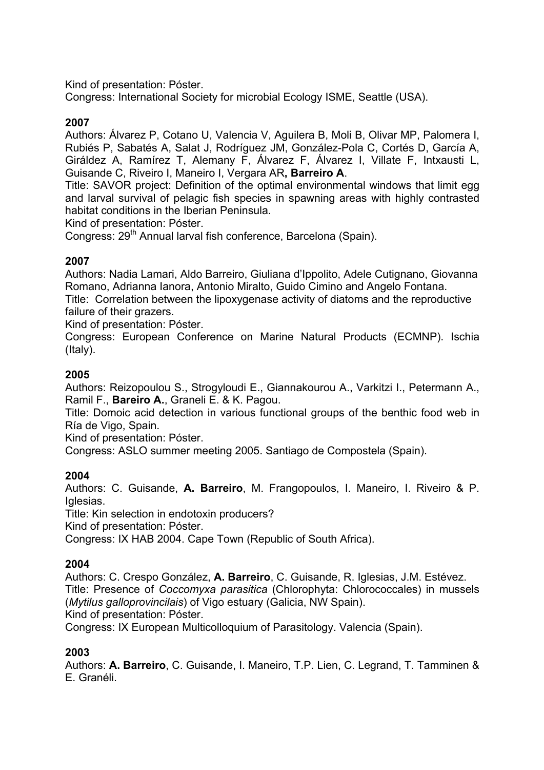Kind of presentation: Póster.
Congress: International Society for microbial Ecology ISME, Seattle (USA).

**2007**
Authors: Álvarez P, Cotano U, Valencia V, Aguilera B, Moli B, Olivar MP, Palomera I, Rubiés P, Sabatés A, Salat J, Rodríguez JM, González-Pola C, Cortés D, García A, Giráldez A, Ramírez T, Alemany F, Álvarez F, Álvarez I, Villate F, Intxausti L, Guisande C, Riveiro I, Maneiro I, Vergara AR**, Barreiro A**.
Title: SAVOR project: Definition of the optimal environmental windows that limit egg and larval survival of pelagic fish species in spawning areas with highly contrasted habitat conditions in the Iberian Peninsula.
Kind of presentation: Póster.
Congress: 29$^{th}$ Annual larval fish conference, Barcelona (Spain).

**2007**
Authors: Nadia Lamari, Aldo Barreiro, Giuliana d'Ippolito, Adele Cutignano, Giovanna Romano, Adrianna Ianora, Antonio Miralto, Guido Cimino and Angelo Fontana.
Title: Correlation between the lipoxygenase activity of diatoms and the reproductive failure of their grazers.
Kind of presentation: Póster.
Congress: European Conference on Marine Natural Products (ECMNP). Ischia (Italy).

**2005**
Authors: Reizopoulou S., Strogyloudi E., Giannakourou A., Varkitzi I., Petermann A., Ramil F., **Bareiro A.**, Graneli E. & K. Pagou.
Title: Domoic acid detection in various functional groups of the benthic food web in Ría de Vigo, Spain.
Kind of presentation: Póster.
Congress: ASLO summer meeting 2005. Santiago de Compostela (Spain).

**2004**
Authors: C. Guisande, **A. Barreiro**, M. Frangopoulos, I. Maneiro, I. Riveiro & P. Iglesias.
Title: Kin selection in endotoxin producers?
Kind of presentation: Póster.
Congress: IX HAB 2004. Cape Town (Republic of South Africa).

**2004**
Authors: C. Crespo González, **A. Barreiro**, C. Guisande, R. Iglesias, J.M. Estévez.
Title: Presence of *Coccomyxa parasitica* (Chlorophyta: Chlorococcales) in mussels (*Mytilus galloprovincilais*) of Vigo estuary (Galicia, NW Spain).
Kind of presentation: Póster.
Congress: IX European Multicolloquium of Parasitology. Valencia (Spain).

**2003**
Authors: **A. Barreiro**, C. Guisande, I. Maneiro, T.P. Lien, C. Legrand, T. Tamminen & E. Granéli.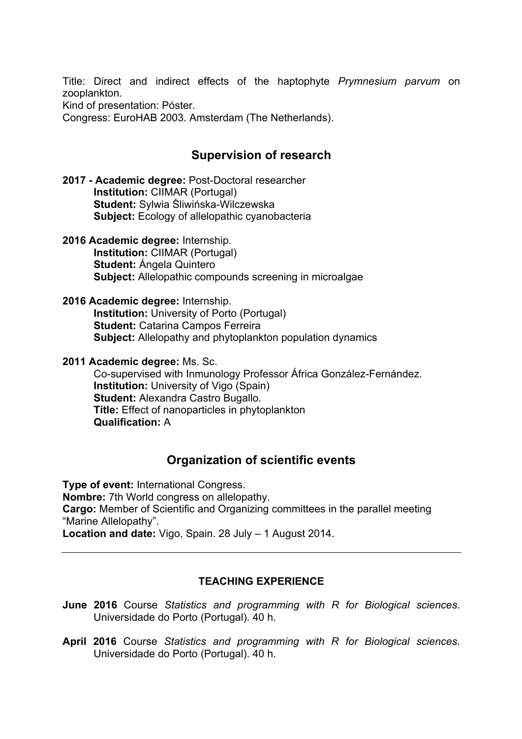Title: Direct and indirect effects of the haptophyte *Prymnesium parvum* on zooplankton.
Kind of presentation: Póster.
Congress: EuroHAB 2003. Amsterdam (The Netherlands).

## Supervision of research

**2017 - Academic degree:** Post-Doctoral researcher
**Institution:** CIIMAR (Portugal)
**Student:** Sylwia Śliwińska-Wilczewska
**Subject:** Ecology of allelopathic cyanobacteria

**2016 Academic degree:** Internship.
**Institution:** CIIMAR (Portugal)
**Student:** Ángela Quintero
**Subject:** Allelopathic compounds screening in microalgae

**2016 Academic degree:** Internship.
**Institution:** University of Porto (Portugal)
**Student:** Catarina Campos Ferreira
**Subject:** Allelopathy and phytoplankton population dynamics

**2011 Academic degree:** Ms. Sc.
Co-supervised with Inmunology Professor África González-Fernández.
**Institution:** University of Vigo (Spain)
**Student:** Alexandra Castro Bugallo.
**Títle:** Effect of nanoparticles in phytoplankton
**Qualification:** A

## Organization of scientific events

**Type of event:** International Congress.
**Nombre:** 7th World congress on allelopathy.
**Cargo:** Member of Scientific and Organizing committees in the parallel meeting "Marine Allelopathy".
**Location and date:** Vigo, Spain. 28 July – 1 August 2014.

---

### TEACHING EXPERIENCE

**June 2016** Course *Statistics and programming with R for Biological sciences*. Universidade do Porto (Portugal). 40 h.

**April 2016** Course *Statistics and programming with R for Biological sciences*. Universidade do Porto (Portugal). 40 h.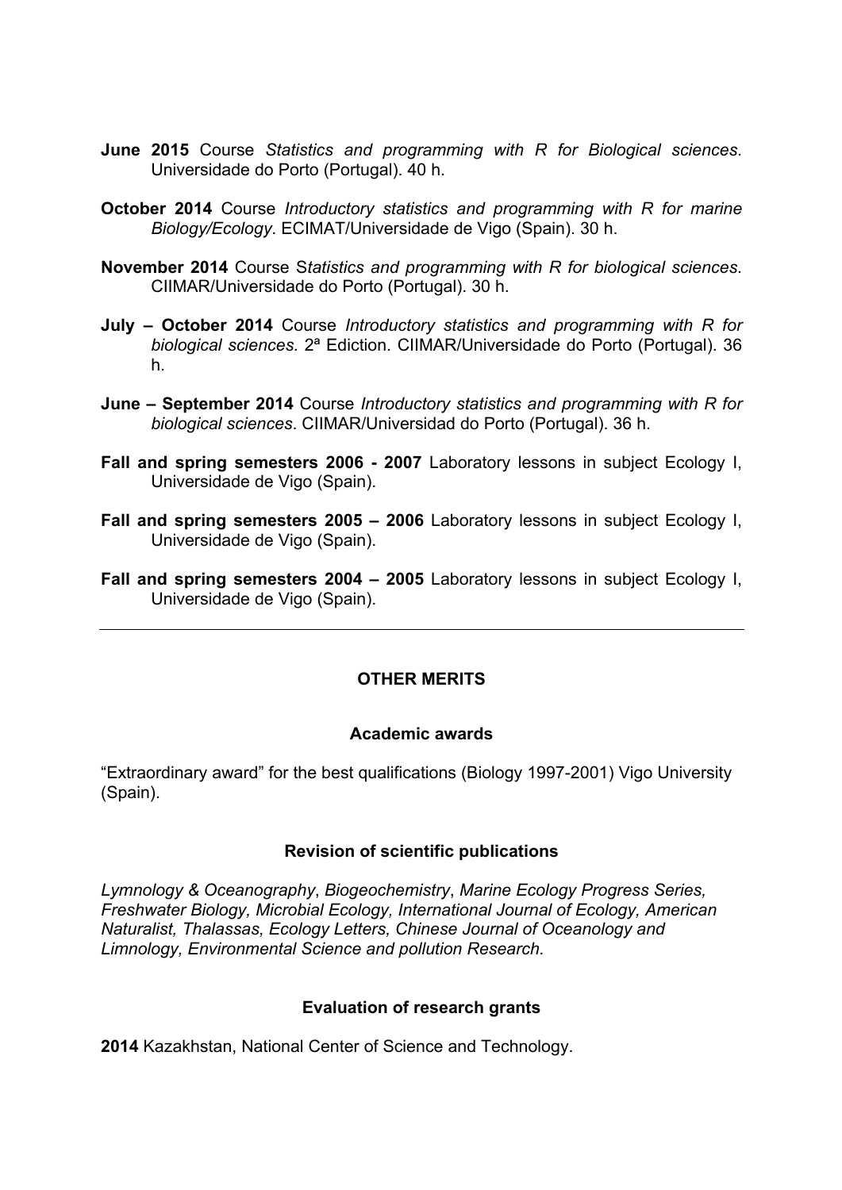**June 2015** Course *Statistics and programming with R for Biological sciences*. Universidade do Porto (Portugal). 40 h.

**October 2014** Course *Introductory statistics and programming with R for marine Biology/Ecology*. ECIMAT/Universidade de Vigo (Spain). 30 h.

**November 2014** Course S*tatistics and programming with R for biological sciences*. CIIMAR/Universidade do Porto (Portugal). 30 h.

**July – October 2014** Course *Introductory statistics and programming with R for biological sciences.* 2ª Ediction. CIIMAR/Universidade do Porto (Portugal). 36 h.

**June – September 2014** Course *Introductory statistics and programming with R for biological sciences*. CIIMAR/Universidad do Porto (Portugal). 36 h.

**Fall and spring semesters 2006 - 2007** Laboratory lessons in subject Ecology I, Universidade de Vigo (Spain).

**Fall and spring semesters 2005 – 2006** Laboratory lessons in subject Ecology I, Universidade de Vigo (Spain).

**Fall and spring semesters 2004 – 2005** Laboratory lessons in subject Ecology I, Universidade de Vigo (Spain).

---

## OTHER MERITS

### Academic awards

“Extraordinary award” for the best qualifications (Biology 1997-2001) Vigo University (Spain).

### Revision of scientific publications

*Lymnology & Oceanography*, *Biogeochemistry*, *Marine Ecology Progress Series, Freshwater Biology, Microbial Ecology, International Journal of Ecology, American Naturalist, Thalassas, Ecology Letters, Chinese Journal of Oceanology and Limnology, Environmental Science and pollution Research.*

### Evaluation of research grants

**2014** Kazakhstan, National Center of Science and Technology.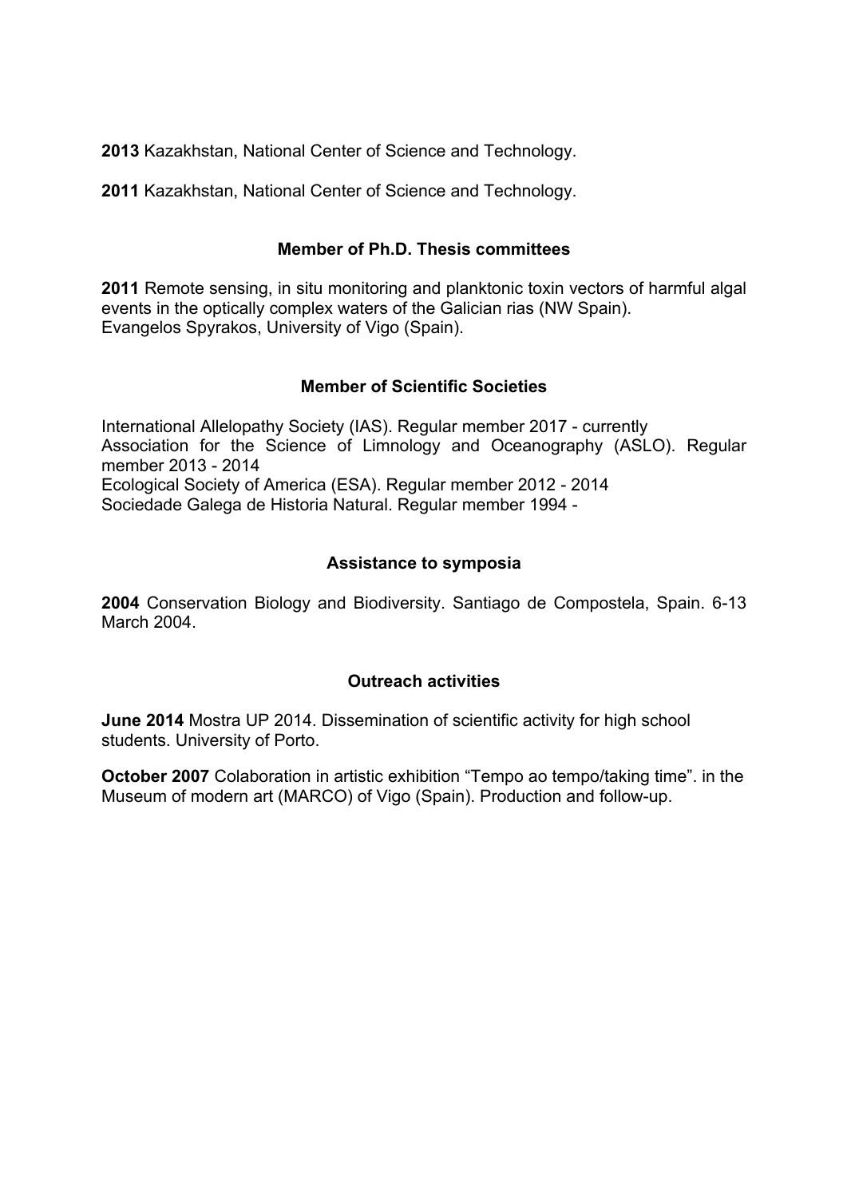**2013** Kazakhstan, National Center of Science and Technology.

**2011** Kazakhstan, National Center of Science and Technology.

### Member of Ph.D. Thesis committees

**2011** Remote sensing, in situ monitoring and planktonic toxin vectors of harmful algal events in the optically complex waters of the Galician rias (NW Spain).
Evangelos Spyrakos, University of Vigo (Spain).

### Member of Scientific Societies

International Allelopathy Society (IAS). Regular member 2017 - currently
Association for the Science of Limnology and Oceanography (ASLO). Regular member 2013 - 2014
Ecological Society of America (ESA). Regular member 2012 - 2014
Sociedade Galega de Historia Natural. Regular member 1994 -

### Assistance to symposia

**2004** Conservation Biology and Biodiversity. Santiago de Compostela, Spain. 6-13 March 2004.

### Outreach activities

**June 2014** Mostra UP 2014. Dissemination of scientific activity for high school students. University of Porto.

**October 2007** Colaboration in artistic exhibition “Tempo ao tempo/taking time”. in the Museum of modern art (MARCO) of Vigo (Spain). Production and follow-up.